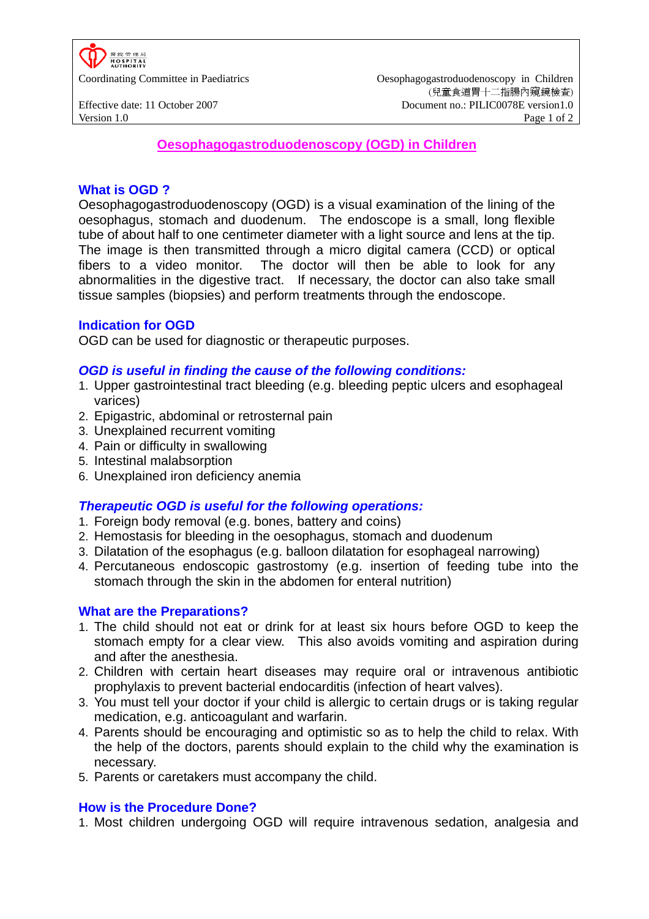# Oesophagogastroduodenoscopy (OGD) in Children

## What is OGD ?

Oesophagogastroduodenoscopy (OGD) is a visual examination of the lining of the oesophagus, stomach and duodenum. The endoscope is a small, long flexible tube of about half to one centimeter diameter with a light source and lens at the tip. The image is then transmitted through a micro digital camera (CCD) or optical fibers to a video monitor. The doctor will then be able to look for any abnormalities in the digestive tract. If necessary, the doctor can also take small tissue samples (biopsies) and perform treatments through the endoscope.

## Indication for OGD

OGD can be used for diagnostic or therapeutic purposes.

### *OGD is useful in finding the cause of the following conditions:*

1. Upper gastrointestinal tract bleeding (e.g. bleeding peptic ulcers and esophageal varices)
2. Epigastric, abdominal or retrosternal pain
3. Unexplained recurrent vomiting
4. Pain or difficulty in swallowing
5. Intestinal malabsorption
6. Unexplained iron deficiency anemia

### *Therapeutic OGD is useful for the following operations:*

1. Foreign body removal (e.g. bones, battery and coins)
2. Hemostasis for bleeding in the oesophagus, stomach and duodenum
3. Dilatation of the esophagus (e.g. balloon dilatation for esophageal narrowing)
4. Percutaneous endoscopic gastrostomy (e.g. insertion of feeding tube into the stomach through the skin in the abdomen for enteral nutrition)

## What are the Preparations?

1. The child should not eat or drink for at least six hours before OGD to keep the stomach empty for a clear view. This also avoids vomiting and aspiration during and after the anesthesia.
2. Children with certain heart diseases may require oral or intravenous antibiotic prophylaxis to prevent bacterial endocarditis (infection of heart valves).
3. You must tell your doctor if your child is allergic to certain drugs or is taking regular medication, e.g. anticoagulant and warfarin.
4. Parents should be encouraging and optimistic so as to help the child to relax. With the help of the doctors, parents should explain to the child why the examination is necessary.
5. Parents or caretakers must accompany the child.

## How is the Procedure Done?

1. Most children undergoing OGD will require intravenous sedation, analgesia and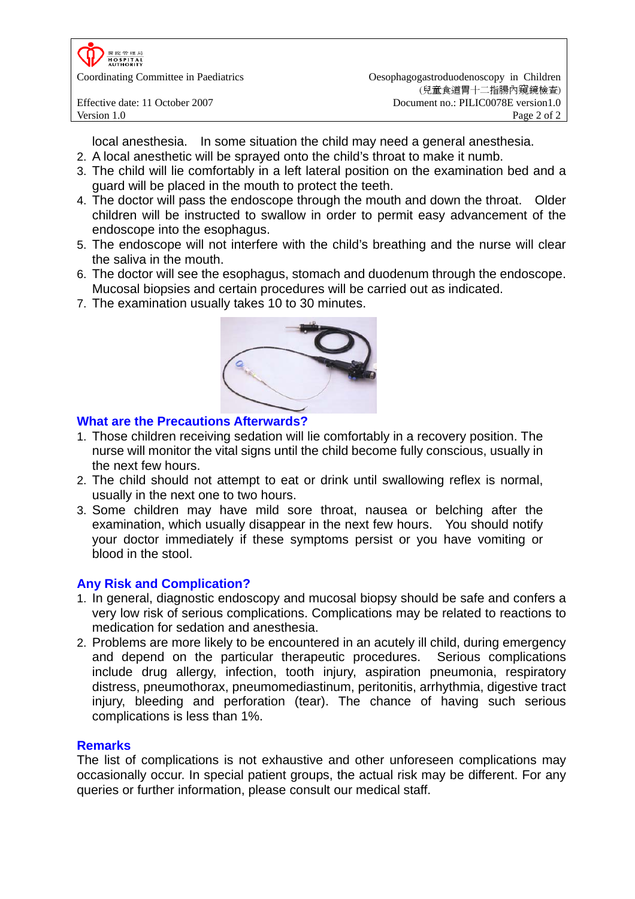local anesthesia. In some situation the child may need a general anesthesia.

2. A local anesthetic will be sprayed onto the child's throat to make it numb.
3. The child will lie comfortably in a left lateral position on the examination bed and a guard will be placed in the mouth to protect the teeth.
4. The doctor will pass the endoscope through the mouth and down the throat. Older children will be instructed to swallow in order to permit easy advancement of the endoscope into the esophagus.
5. The endoscope will not interfere with the child's breathing and the nurse will clear the saliva in the mouth.
6. The doctor will see the esophagus, stomach and duodenum through the endoscope. Mucosal biopsies and certain procedures will be carried out as indicated.
7. The examination usually takes 10 to 30 minutes.

## What are the Precautions Afterwards?

1. Those children receiving sedation will lie comfortably in a recovery position. The nurse will monitor the vital signs until the child become fully conscious, usually in the next few hours.
2. The child should not attempt to eat or drink until swallowing reflex is normal, usually in the next one to two hours.
3. Some children may have mild sore throat, nausea or belching after the examination, which usually disappear in the next few hours. You should notify your doctor immediately if these symptoms persist or you have vomiting or blood in the stool.

## Any Risk and Complication?

1. In general, diagnostic endoscopy and mucosal biopsy should be safe and confers a very low risk of serious complications. Complications may be related to reactions to medication for sedation and anesthesia.
2. Problems are more likely to be encountered in an acutely ill child, during emergency and depend on the particular therapeutic procedures. Serious complications include drug allergy, infection, tooth injury, aspiration pneumonia, respiratory distress, pneumothorax, pneumomediastinum, peritonitis, arrhythmia, digestive tract injury, bleeding and perforation (tear). The chance of having such serious complications is less than 1%.

## Remarks

The list of complications is not exhaustive and other unforeseen complications may occasionally occur. In special patient groups, the actual risk may be different. For any queries or further information, please consult our medical staff.